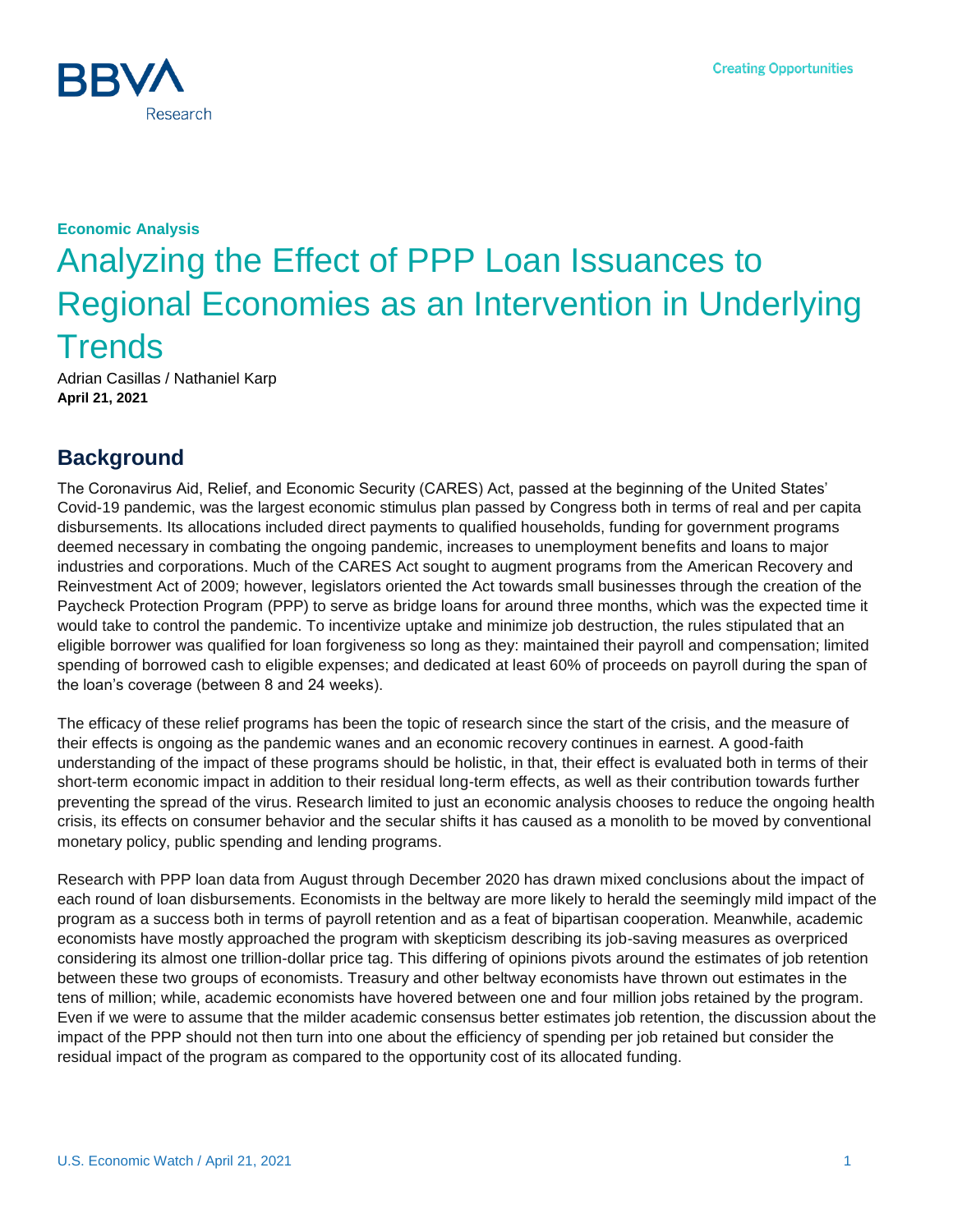**Economic Analysis**

# Analyzing the Effect of PPP Loan Issuances to Regional Economies as an Intervention in Underlying Trends

Adrian Casillas / Nathaniel Karp
**April 21, 2021**

## Background

The Coronavirus Aid, Relief, and Economic Security (CARES) Act, passed at the beginning of the United States' Covid-19 pandemic, was the largest economic stimulus plan passed by Congress both in terms of real and per capita disbursements. Its allocations included direct payments to qualified households, funding for government programs deemed necessary in combating the ongoing pandemic, increases to unemployment benefits and loans to major industries and corporations. Much of the CARES Act sought to augment programs from the American Recovery and Reinvestment Act of 2009; however, legislators oriented the Act towards small businesses through the creation of the Paycheck Protection Program (PPP) to serve as bridge loans for around three months, which was the expected time it would take to control the pandemic. To incentivize uptake and minimize job destruction, the rules stipulated that an eligible borrower was qualified for loan forgiveness so long as they: maintained their payroll and compensation; limited spending of borrowed cash to eligible expenses; and dedicated at least 60% of proceeds on payroll during the span of the loan's coverage (between 8 and 24 weeks).

The efficacy of these relief programs has been the topic of research since the start of the crisis, and the measure of their effects is ongoing as the pandemic wanes and an economic recovery continues in earnest. A good-faith understanding of the impact of these programs should be holistic, in that, their effect is evaluated both in terms of their short-term economic impact in addition to their residual long-term effects, as well as their contribution towards further preventing the spread of the virus. Research limited to just an economic analysis chooses to reduce the ongoing health crisis, its effects on consumer behavior and the secular shifts it has caused as a monolith to be moved by conventional monetary policy, public spending and lending programs.

Research with PPP loan data from August through December 2020 has drawn mixed conclusions about the impact of each round of loan disbursements. Economists in the beltway are more likely to herald the seemingly mild impact of the program as a success both in terms of payroll retention and as a feat of bipartisan cooperation. Meanwhile, academic economists have mostly approached the program with skepticism describing its job-saving measures as overpriced considering its almost one trillion-dollar price tag. This differing of opinions pivots around the estimates of job retention between these two groups of economists. Treasury and other beltway economists have thrown out estimates in the tens of million; while, academic economists have hovered between one and four million jobs retained by the program. Even if we were to assume that the milder academic consensus better estimates job retention, the discussion about the impact of the PPP should not then turn into one about the efficiency of spending per job retained but consider the residual impact of the program as compared to the opportunity cost of its allocated funding.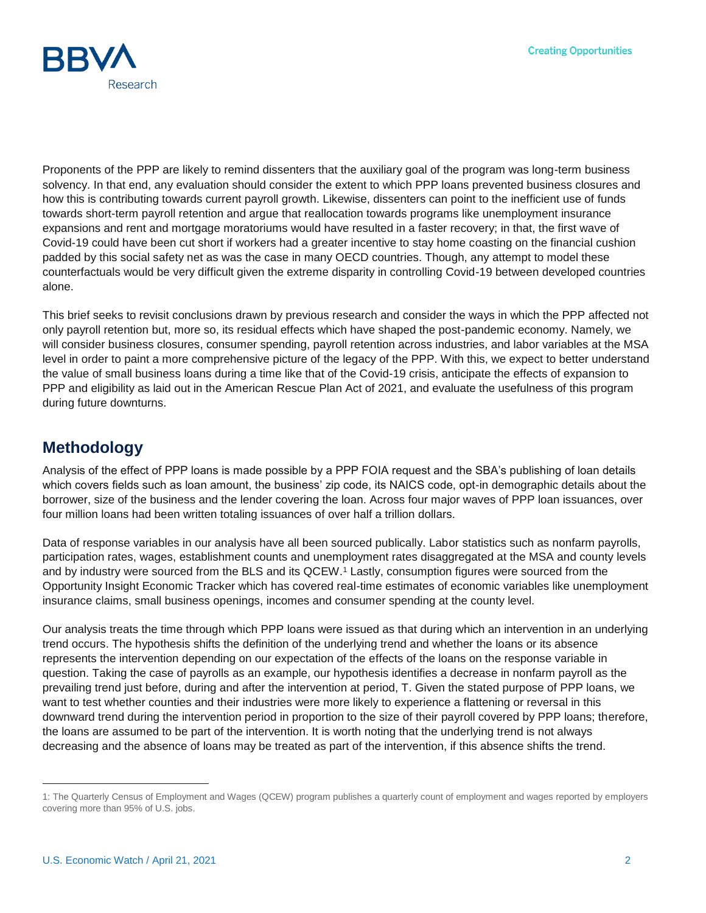Proponents of the PPP are likely to remind dissenters that the auxiliary goal of the program was long-term business solvency. In that end, any evaluation should consider the extent to which PPP loans prevented business closures and how this is contributing towards current payroll growth. Likewise, dissenters can point to the inefficient use of funds towards short-term payroll retention and argue that reallocation towards programs like unemployment insurance expansions and rent and mortgage moratoriums would have resulted in a faster recovery; in that, the first wave of Covid-19 could have been cut short if workers had a greater incentive to stay home coasting on the financial cushion padded by this social safety net as was the case in many OECD countries. Though, any attempt to model these counterfactuals would be very difficult given the extreme disparity in controlling Covid-19 between developed countries alone.

This brief seeks to revisit conclusions drawn by previous research and consider the ways in which the PPP affected not only payroll retention but, more so, its residual effects which have shaped the post-pandemic economy. Namely, we will consider business closures, consumer spending, payroll retention across industries, and labor variables at the MSA level in order to paint a more comprehensive picture of the legacy of the PPP. With this, we expect to better understand the value of small business loans during a time like that of the Covid-19 crisis, anticipate the effects of expansion to PPP and eligibility as laid out in the American Rescue Plan Act of 2021, and evaluate the usefulness of this program during future downturns.

## Methodology

Analysis of the effect of PPP loans is made possible by a PPP FOIA request and the SBA's publishing of loan details which covers fields such as loan amount, the business' zip code, its NAICS code, opt-in demographic details about the borrower, size of the business and the lender covering the loan. Across four major waves of PPP loan issuances, over four million loans had been written totaling issuances of over half a trillion dollars.

Data of response variables in our analysis have all been sourced publically. Labor statistics such as nonfarm payrolls, participation rates, wages, establishment counts and unemployment rates disaggregated at the MSA and county levels and by industry were sourced from the BLS and its QCEW.[1] Lastly, consumption figures were sourced from the Opportunity Insight Economic Tracker which has covered real-time estimates of economic variables like unemployment insurance claims, small business openings, incomes and consumer spending at the county level.

Our analysis treats the time through which PPP loans were issued as that during which an intervention in an underlying trend occurs. The hypothesis shifts the definition of the underlying trend and whether the loans or its absence represents the intervention depending on our expectation of the effects of the loans on the response variable in question. Taking the case of payrolls as an example, our hypothesis identifies a decrease in nonfarm payroll as the prevailing trend just before, during and after the intervention at period, T. Given the stated purpose of PPP loans, we want to test whether counties and their industries were more likely to experience a flattening or reversal in this downward trend during the intervention period in proportion to the size of their payroll covered by PPP loans; therefore, the loans are assumed to be part of the intervention. It is worth noting that the underlying trend is not always decreasing and the absence of loans may be treated as part of the intervention, if this absence shifts the trend.

1: The Quarterly Census of Employment and Wages (QCEW) program publishes a quarterly count of employment and wages reported by employers covering more than 95% of U.S. jobs.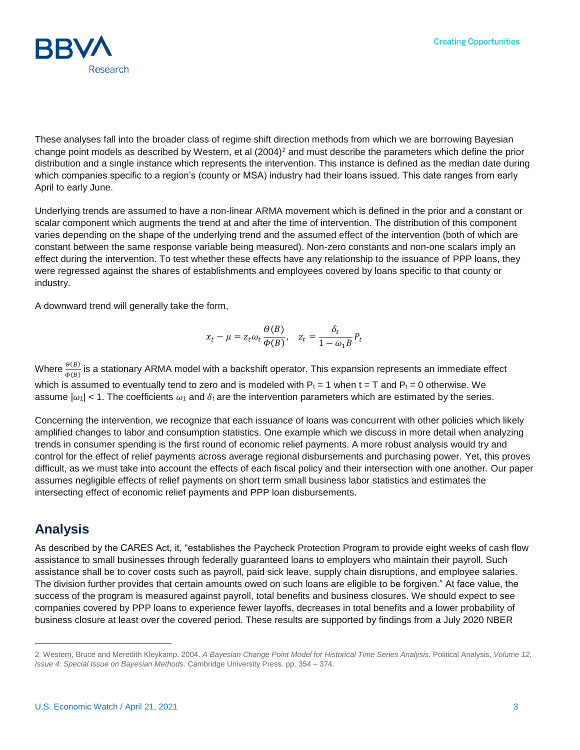These analyses fall into the broader class of regime shift direction methods from which we are borrowing Bayesian change point models as described by Western, et al (2004)[2] and must describe the parameters which define the prior distribution and a single instance which represents the intervention. This instance is defined as the median date during which companies specific to a region's (county or MSA) industry had their loans issued. This date ranges from early April to early June.

Underlying trends are assumed to have a non-linear ARMA movement which is defined in the prior and a constant or scalar component which augments the trend at and after the time of intervention. The distribution of this component varies depending on the shape of the underlying trend and the assumed effect of the intervention (both of which are constant between the same response variable being measured). Non-zero constants and non-one scalars imply an effect during the intervention. To test whether these effects have any relationship to the issuance of PPP loans, they were regressed against the shares of establishments and employees covered by loans specific to that county or industry.

A downward trend will generally take the form,

$$x_t - \mu = z_t \omega_t \frac{\Theta(B)}{\Phi(B)}, \quad z_t = \frac{\delta_t}{1 - \omega_1 B} P_t$$

Where $\frac{\Theta(B)}{\Phi(B)}$ is a stationary ARMA model with a backshift operator. This expansion represents an immediate effect which is assumed to eventually tend to zero and is modeled with $P_t = 1$ when $t = T$ and $P_t = 0$ otherwise. We assume $|\omega_1| < 1$. The coefficients $\omega_1$ and $\delta_t$ are the intervention parameters which are estimated by the series.

Concerning the intervention, we recognize that each issuance of loans was concurrent with other policies which likely amplified changes to labor and consumption statistics. One example which we discuss in more detail when analyzing trends in consumer spending is the first round of economic relief payments. A more robust analysis would try and control for the effect of relief payments across average regional disbursements and purchasing power. Yet, this proves difficult, as we must take into account the effects of each fiscal policy and their intersection with one another. Our paper assumes negligible effects of relief payments on short term small business labor statistics and estimates the intersecting effect of economic relief payments and PPP loan disbursements.

## Analysis

As described by the CARES Act, it, "establishes the Paycheck Protection Program to provide eight weeks of cash flow assistance to small businesses through federally guaranteed loans to employers who maintain their payroll. Such assistance shall be to cover costs such as payroll, paid sick leave, supply chain disruptions, and employee salaries. The division further provides that certain amounts owed on such loans are eligible to be forgiven." At face value, the success of the program is measured against payroll, total benefits and business closures. We should expect to see companies covered by PPP loans to experience fewer layoffs, decreases in total benefits and a lower probability of business closure at least over the covered period. These results are supported by findings from a July 2020 NBER

---

2: Western, Bruce and Meredith Kleykamp. 2004. *A Bayesian Change Point Model for Historical Time Series Analysis*. Political Analysis, *Volume 12, Issue 4: Special Issue on Bayesian Methods*. Cambridge University Press. pp. 354 – 374.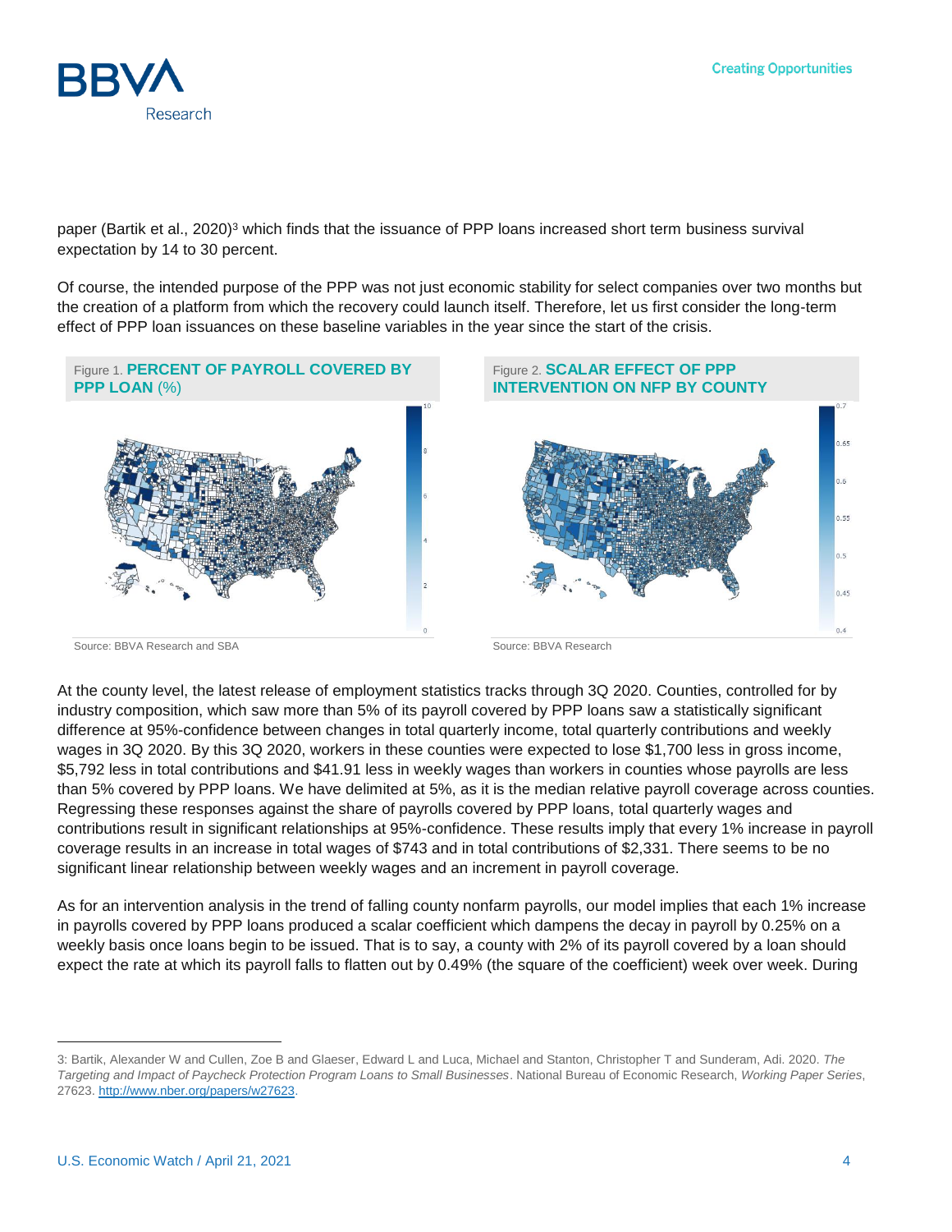paper (Bartik et al., 2020)[3] which finds that the issuance of PPP loans increased short term business survival expectation by 14 to 30 percent.

Of course, the intended purpose of the PPP was not just economic stability for select companies over two months but the creation of a platform from which the recovery could launch itself. Therefore, let us first consider the long-term effect of PPP loan issuances on these baseline variables in the year since the start of the crisis.

Figure 1. **PERCENT OF PAYROLL COVERED BY PPP LOAN** (%)

Source: BBVA Research and SBA

Figure 2. **SCALAR EFFECT OF PPP INTERVENTION ON NFP BY COUNTY**

Source: BBVA Research

At the county level, the latest release of employment statistics tracks through 3Q 2020. Counties, controlled for by industry composition, which saw more than 5% of its payroll covered by PPP loans saw a statistically significant difference at 95%-confidence between changes in total quarterly income, total quarterly contributions and weekly wages in 3Q 2020. By this 3Q 2020, workers in these counties were expected to lose $1,700 less in gross income, $5,792 less in total contributions and $41.91 less in weekly wages than workers in counties whose payrolls are less than 5% covered by PPP loans. We have delimited at 5%, as it is the median relative payroll coverage across counties. Regressing these responses against the share of payrolls covered by PPP loans, total quarterly wages and contributions result in significant relationships at 95%-confidence. These results imply that every 1% increase in payroll coverage results in an increase in total wages of $743 and in total contributions of $2,331. There seems to be no significant linear relationship between weekly wages and an increment in payroll coverage.

As for an intervention analysis in the trend of falling county nonfarm payrolls, our model implies that each 1% increase in payrolls covered by PPP loans produced a scalar coefficient which dampens the decay in payroll by 0.25% on a weekly basis once loans begin to be issued. That is to say, a county with 2% of its payroll covered by a loan should expect the rate at which its payroll falls to flatten out by 0.49% (the square of the coefficient) week over week. During

---

3: Bartik, Alexander W and Cullen, Zoe B and Glaeser, Edward L and Luca, Michael and Stanton, Christopher T and Sunderam, Adi. 2020. *The Targeting and Impact of Paycheck Protection Program Loans to Small Businesses*. National Bureau of Economic Research, *Working Paper Series*, 27623. http://www.nber.org/papers/w27623.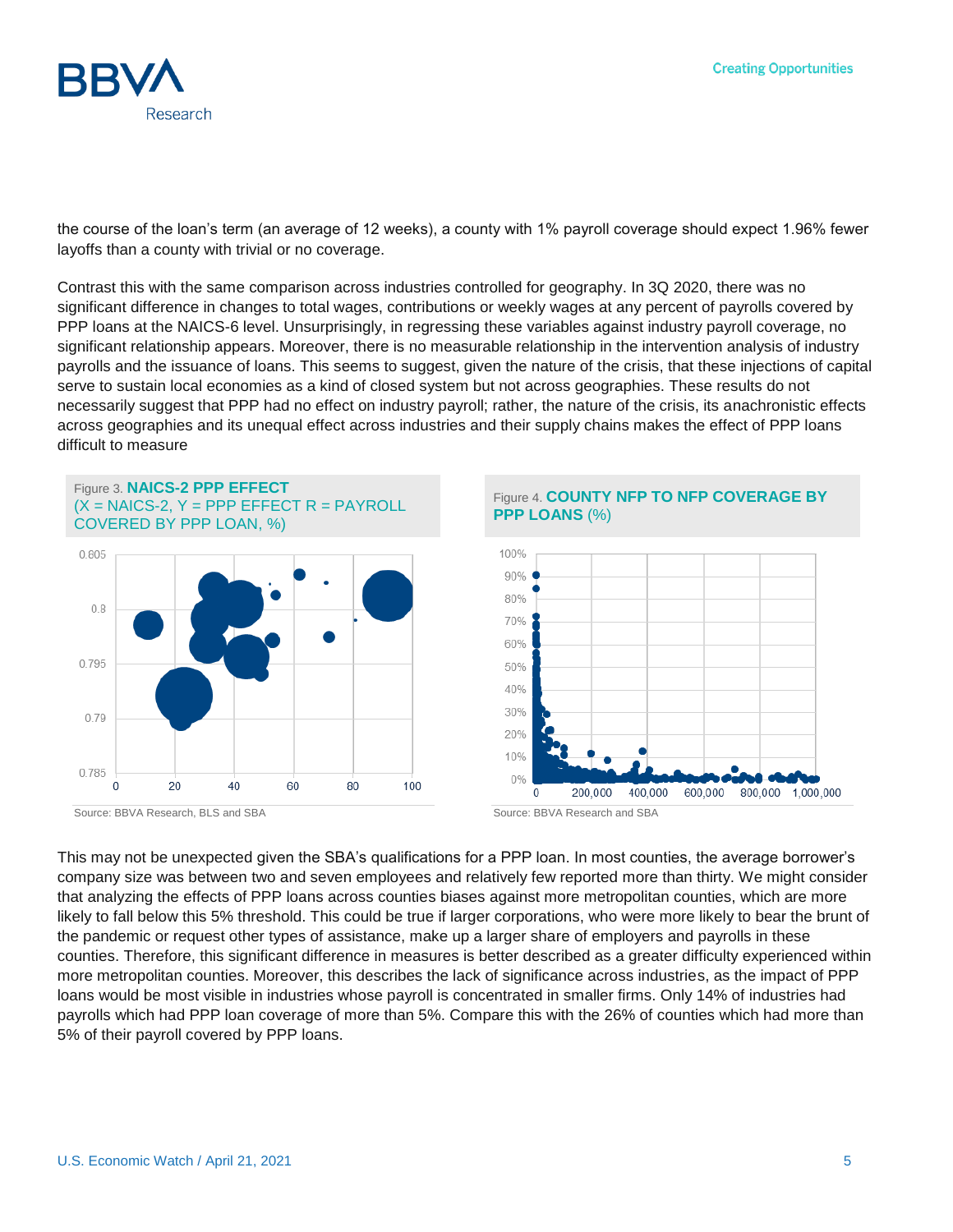the course of the loan's term (an average of 12 weeks), a county with 1% payroll coverage should expect 1.96% fewer layoffs than a county with trivial or no coverage.

Contrast this with the same comparison across industries controlled for geography. In 3Q 2020, there was no significant difference in changes to total wages, contributions or weekly wages at any percent of payrolls covered by PPP loans at the NAICS-6 level. Unsurprisingly, in regressing these variables against industry payroll coverage, no significant relationship appears. Moreover, there is no measurable relationship in the intervention analysis of industry payrolls and the issuance of loans. This seems to suggest, given the nature of the crisis, that these injections of capital serve to sustain local economies as a kind of closed system but not across geographies. These results do not necessarily suggest that PPP had no effect on industry payroll; rather, the nature of the crisis, its anachronistic effects across geographies and its unequal effect across industries and their supply chains makes the effect of PPP loans difficult to measure

Figure 3. **NAICS-2 PPP EFFECT** (X = NAICS-2, Y = PPP EFFECT R = PAYROLL COVERED BY PPP LOAN, %)

Source: BBVA Research, BLS and SBA

Figure 4. **COUNTY NFP TO NFP COVERAGE BY PPP LOANS** (%)

Source: BBVA Research and SBA

This may not be unexpected given the SBA's qualifications for a PPP loan. In most counties, the average borrower's company size was between two and seven employees and relatively few reported more than thirty. We might consider that analyzing the effects of PPP loans across counties biases against more metropolitan counties, which are more likely to fall below this 5% threshold. This could be true if larger corporations, who were more likely to bear the brunt of the pandemic or request other types of assistance, make up a larger share of employers and payrolls in these counties. Therefore, this significant difference in measures is better described as a greater difficulty experienced within more metropolitan counties. Moreover, this describes the lack of significance across industries, as the impact of PPP loans would be most visible in industries whose payroll is concentrated in smaller firms. Only 14% of industries had payrolls which had PPP loan coverage of more than 5%. Compare this with the 26% of counties which had more than 5% of their payroll covered by PPP loans.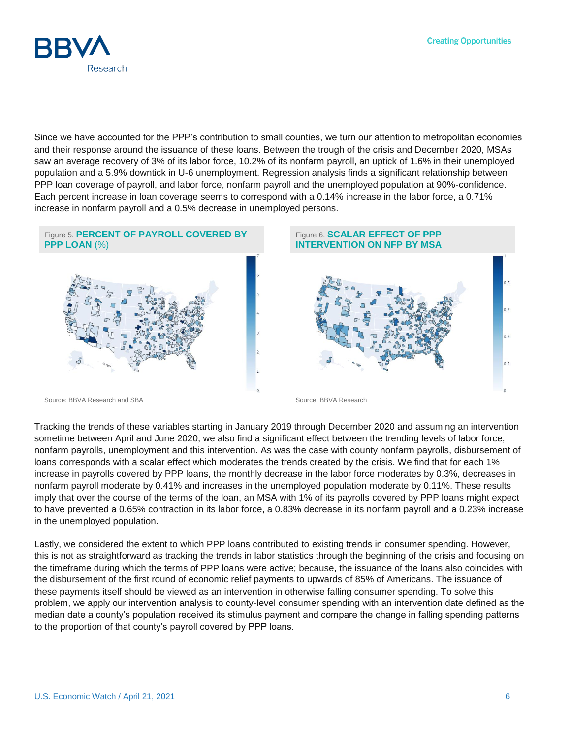Since we have accounted for the PPP's contribution to small counties, we turn our attention to metropolitan economies and their response around the issuance of these loans. Between the trough of the crisis and December 2020, MSAs saw an average recovery of 3% of its labor force, 10.2% of its nonfarm payroll, an uptick of 1.6% in their unemployed population and a 5.9% downtick in U-6 unemployment. Regression analysis finds a significant relationship between PPP loan coverage of payroll, and labor force, nonfarm payroll and the unemployed population at 90%-confidence. Each percent increase in loan coverage seems to correspond with a 0.14% increase in the labor force, a 0.71% increase in nonfarm payroll and a 0.5% decrease in unemployed persons.

Figure 5. **PERCENT OF PAYROLL COVERED BY PPP LOAN** (%)

Source: BBVA Research and SBA

Figure 6. **SCALAR EFFECT OF PPP INTERVENTION ON NFP BY MSA**

Source: BBVA Research

Tracking the trends of these variables starting in January 2019 through December 2020 and assuming an intervention sometime between April and June 2020, we also find a significant effect between the trending levels of labor force, nonfarm payrolls, unemployment and this intervention. As was the case with county nonfarm payrolls, disbursement of loans corresponds with a scalar effect which moderates the trends created by the crisis. We find that for each 1% increase in payrolls covered by PPP loans, the monthly decrease in the labor force moderates by 0.3%, decreases in nonfarm payroll moderate by 0.41% and increases in the unemployed population moderate by 0.11%. These results imply that over the course of the terms of the loan, an MSA with 1% of its payrolls covered by PPP loans might expect to have prevented a 0.65% contraction in its labor force, a 0.83% decrease in its nonfarm payroll and a 0.23% increase in the unemployed population.

Lastly, we considered the extent to which PPP loans contributed to existing trends in consumer spending. However, this is not as straightforward as tracking the trends in labor statistics through the beginning of the crisis and focusing on the timeframe during which the terms of PPP loans were active; because, the issuance of the loans also coincides with the disbursement of the first round of economic relief payments to upwards of 85% of Americans. The issuance of these payments itself should be viewed as an intervention in otherwise falling consumer spending. To solve this problem, we apply our intervention analysis to county-level consumer spending with an intervention date defined as the median date a county's population received its stimulus payment and compare the change in falling spending patterns to the proportion of that county's payroll covered by PPP loans.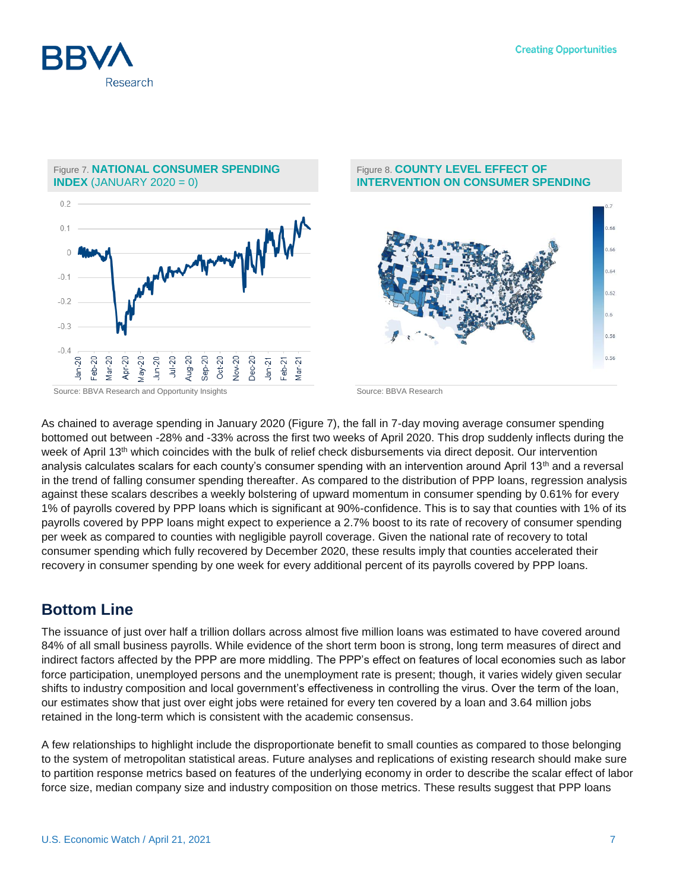Figure 7. **NATIONAL CONSUMER SPENDING INDEX** (JANUARY 2020 = 0)

Source: BBVA Research and Opportunity Insights

Figure 8. **COUNTY LEVEL EFFECT OF INTERVENTION ON CONSUMER SPENDING**

Source: BBVA Research

As chained to average spending in January 2020 (Figure 7), the fall in 7-day moving average consumer spending bottomed out between -28% and -33% across the first two weeks of April 2020. This drop suddenly inflects during the week of April 13th which coincides with the bulk of relief check disbursements via direct deposit. Our intervention analysis calculates scalars for each county's consumer spending with an intervention around April 13th and a reversal in the trend of falling consumer spending thereafter. As compared to the distribution of PPP loans, regression analysis against these scalars describes a weekly bolstering of upward momentum in consumer spending by 0.61% for every 1% of payrolls covered by PPP loans which is significant at 90%-confidence. This is to say that counties with 1% of its payrolls covered by PPP loans might expect to experience a 2.7% boost to its rate of recovery of consumer spending per week as compared to counties with negligible payroll coverage. Given the national rate of recovery to total consumer spending which fully recovered by December 2020, these results imply that counties accelerated their recovery in consumer spending by one week for every additional percent of its payrolls covered by PPP loans.

## Bottom Line

The issuance of just over half a trillion dollars across almost five million loans was estimated to have covered around 84% of all small business payrolls. While evidence of the short term boon is strong, long term measures of direct and indirect factors affected by the PPP are more middling. The PPP's effect on features of local economies such as labor force participation, unemployed persons and the unemployment rate is present; though, it varies widely given secular shifts to industry composition and local government's effectiveness in controlling the virus. Over the term of the loan, our estimates show that just over eight jobs were retained for every ten covered by a loan and 3.64 million jobs retained in the long-term which is consistent with the academic consensus.

A few relationships to highlight include the disproportionate benefit to small counties as compared to those belonging to the system of metropolitan statistical areas. Future analyses and replications of existing research should make sure to partition response metrics based on features of the underlying economy in order to describe the scalar effect of labor force size, median company size and industry composition on those metrics. These results suggest that PPP loans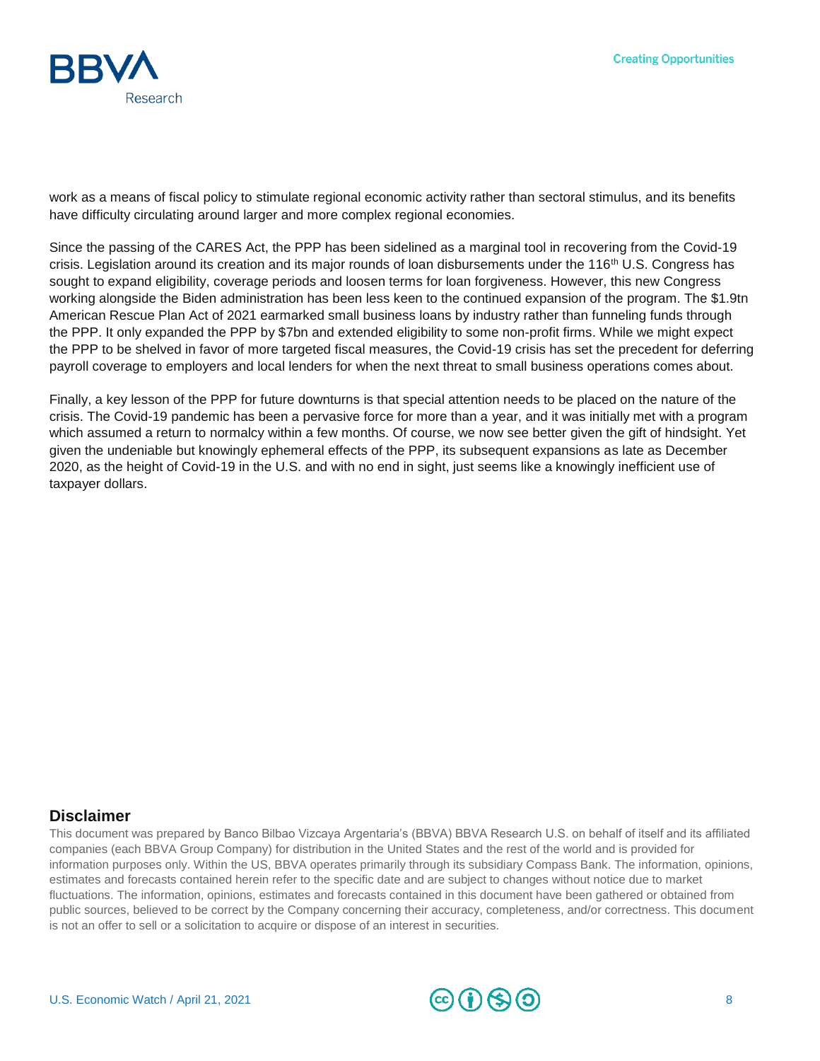work as a means of fiscal policy to stimulate regional economic activity rather than sectoral stimulus, and its benefits have difficulty circulating around larger and more complex regional economies.

Since the passing of the CARES Act, the PPP has been sidelined as a marginal tool in recovering from the Covid-19 crisis. Legislation around its creation and its major rounds of loan disbursements under the 116th U.S. Congress has sought to expand eligibility, coverage periods and loosen terms for loan forgiveness. However, this new Congress working alongside the Biden administration has been less keen to the continued expansion of the program. The $1.9tn American Rescue Plan Act of 2021 earmarked small business loans by industry rather than funneling funds through the PPP. It only expanded the PPP by $7bn and extended eligibility to some non-profit firms. While we might expect the PPP to be shelved in favor of more targeted fiscal measures, the Covid-19 crisis has set the precedent for deferring payroll coverage to employers and local lenders for when the next threat to small business operations comes about.

Finally, a key lesson of the PPP for future downturns is that special attention needs to be placed on the nature of the crisis. The Covid-19 pandemic has been a pervasive force for more than a year, and it was initially met with a program which assumed a return to normalcy within a few months. Of course, we now see better given the gift of hindsight. Yet given the undeniable but knowingly ephemeral effects of the PPP, its subsequent expansions as late as December 2020, as the height of Covid-19 in the U.S. and with no end in sight, just seems like a knowingly inefficient use of taxpayer dollars.

## Disclaimer

This document was prepared by Banco Bilbao Vizcaya Argentaria's (BBVA) BBVA Research U.S. on behalf of itself and its affiliated companies (each BBVA Group Company) for distribution in the United States and the rest of the world and is provided for information purposes only. Within the US, BBVA operates primarily through its subsidiary Compass Bank. The information, opinions, estimates and forecasts contained herein refer to the specific date and are subject to changes without notice due to market fluctuations. The information, opinions, estimates and forecasts contained in this document have been gathered or obtained from public sources, believed to be correct by the Company concerning their accuracy, completeness, and/or correctness. This document is not an offer to sell or a solicitation to acquire or dispose of an interest in securities.